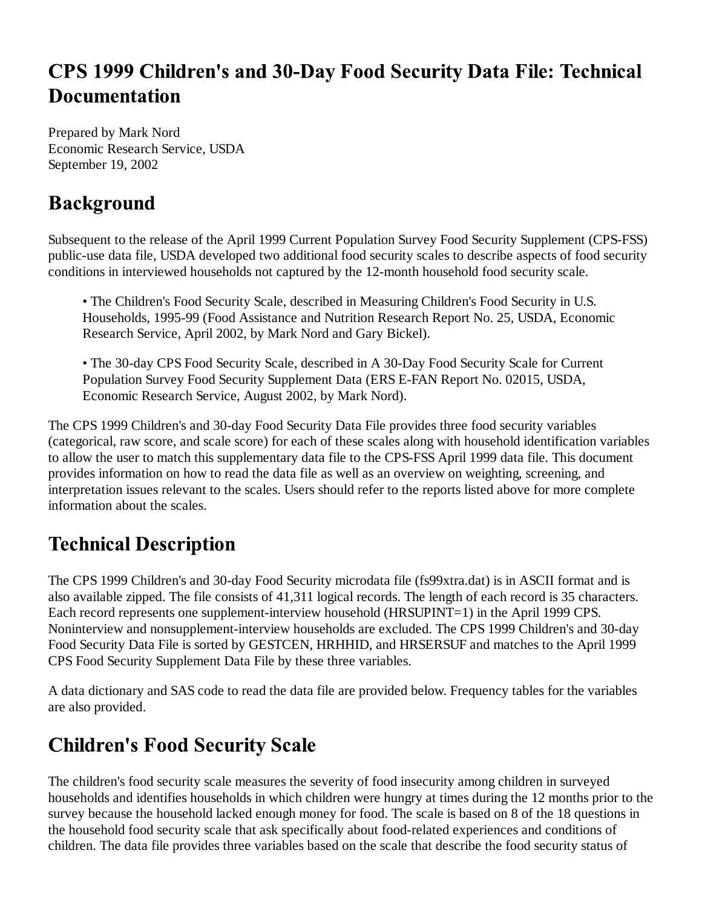# CPS 1999 Children's and 30-Day Food Security Data File: Technical Documentation

Prepared by Mark Nord
Economic Research Service, USDA
September 19, 2002

## Background

Subsequent to the release of the April 1999 Current Population Survey Food Security Supplement (CPS-FSS) public-use data file, USDA developed two additional food security scales to describe aspects of food security conditions in interviewed households not captured by the 12-month household food security scale.

- The Children's Food Security Scale, described in Measuring Children's Food Security in U.S. Households, 1995-99 (Food Assistance and Nutrition Research Report No. 25, USDA, Economic Research Service, April 2002, by Mark Nord and Gary Bickel).
- The 30-day CPS Food Security Scale, described in A 30-Day Food Security Scale for Current Population Survey Food Security Supplement Data (ERS E-FAN Report No. 02015, USDA, Economic Research Service, August 2002, by Mark Nord).

The CPS 1999 Children's and 30-day Food Security Data File provides three food security variables (categorical, raw score, and scale score) for each of these scales along with household identification variables to allow the user to match this supplementary data file to the CPS-FSS April 1999 data file. This document provides information on how to read the data file as well as an overview on weighting, screening, and interpretation issues relevant to the scales. Users should refer to the reports listed above for more complete information about the scales.

## Technical Description

The CPS 1999 Children's and 30-day Food Security microdata file (fs99xtra.dat) is in ASCII format and is also available zipped. The file consists of 41,311 logical records. The length of each record is 35 characters. Each record represents one supplement-interview household (HRSUPINT=1) in the April 1999 CPS. Noninterview and nonsupplement-interview households are excluded. The CPS 1999 Children's and 30-day Food Security Data File is sorted by GESTCEN, HRHHID, and HRSERSUF and matches to the April 1999 CPS Food Security Supplement Data File by these three variables.

A data dictionary and SAS code to read the data file are provided below. Frequency tables for the variables are also provided.

## Children's Food Security Scale

The children's food security scale measures the severity of food insecurity among children in surveyed households and identifies households in which children were hungry at times during the 12 months prior to the survey because the household lacked enough money for food. The scale is based on 8 of the 18 questions in the household food security scale that ask specifically about food-related experiences and conditions of children. The data file provides three variables based on the scale that describe the food security status of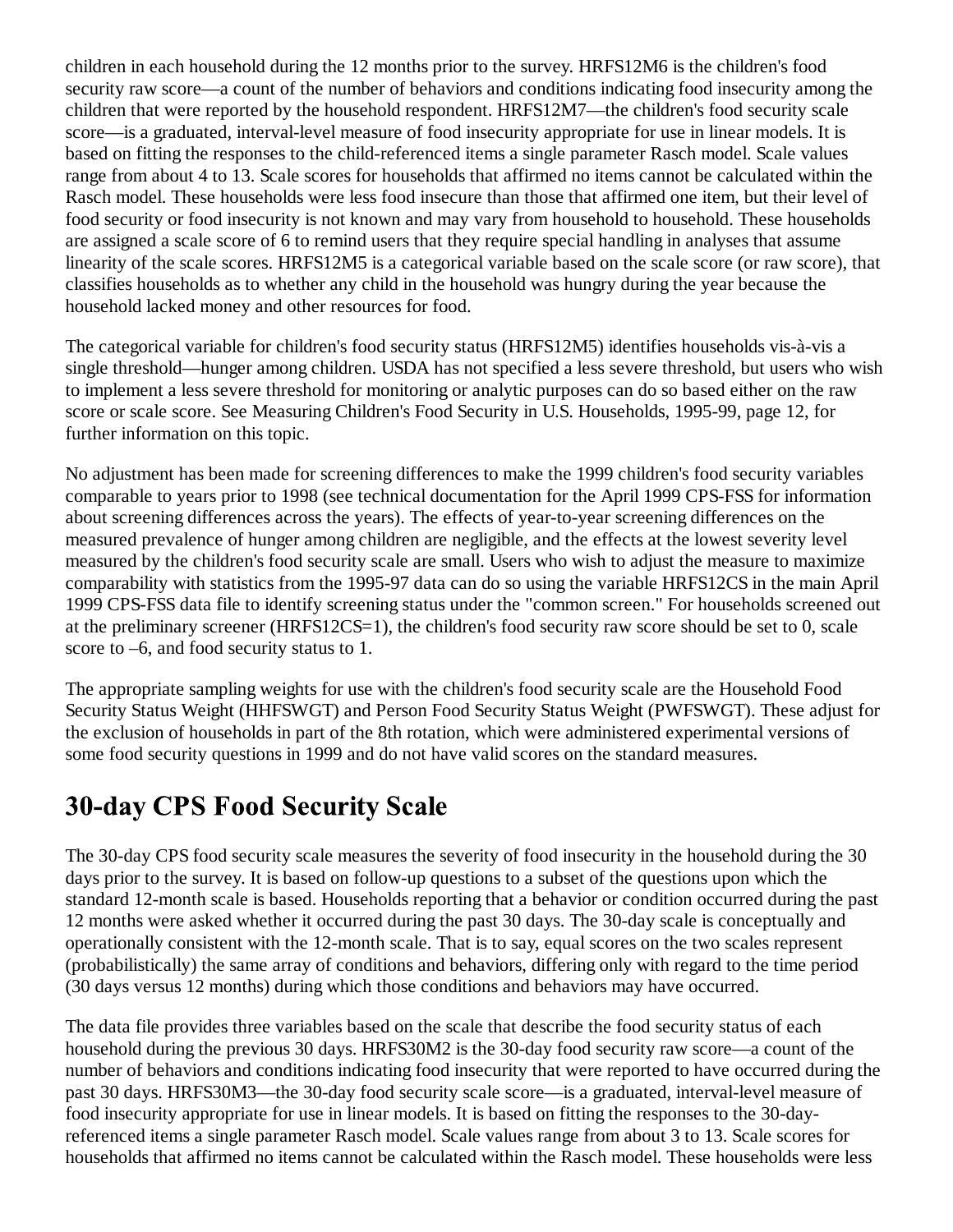children in each household during the 12 months prior to the survey. HRFS12M6 is the children's food security raw score—a count of the number of behaviors and conditions indicating food insecurity among the children that were reported by the household respondent. HRFS12M7—the children's food security scale score—is a graduated, interval-level measure of food insecurity appropriate for use in linear models. It is based on fitting the responses to the child-referenced items a single parameter Rasch model. Scale values range from about 4 to 13. Scale scores for households that affirmed no items cannot be calculated within the Rasch model. These households were less food insecure than those that affirmed one item, but their level of food security or food insecurity is not known and may vary from household to household. These households are assigned a scale score of 6 to remind users that they require special handling in analyses that assume linearity of the scale scores. HRFS12M5 is a categorical variable based on the scale score (or raw score), that classifies households as to whether any child in the household was hungry during the year because the household lacked money and other resources for food.

The categorical variable for children's food security status (HRFS12M5) identifies households vis-à-vis a single threshold—hunger among children. USDA has not specified a less severe threshold, but users who wish to implement a less severe threshold for monitoring or analytic purposes can do so based either on the raw score or scale score. See Measuring Children's Food Security in U.S. Households, 1995-99, page 12, for further information on this topic.

No adjustment has been made for screening differences to make the 1999 children's food security variables comparable to years prior to 1998 (see technical documentation for the April 1999 CPS-FSS for information about screening differences across the years). The effects of year-to-year screening differences on the measured prevalence of hunger among children are negligible, and the effects at the lowest severity level measured by the children's food security scale are small. Users who wish to adjust the measure to maximize comparability with statistics from the 1995-97 data can do so using the variable HRFS12CS in the main April 1999 CPS-FSS data file to identify screening status under the "common screen." For households screened out at the preliminary screener (HRFS12CS=1), the children's food security raw score should be set to 0, scale score to –6, and food security status to 1.

The appropriate sampling weights for use with the children's food security scale are the Household Food Security Status Weight (HHFSWGT) and Person Food Security Status Weight (PWFSWGT). These adjust for the exclusion of households in part of the 8th rotation, which were administered experimental versions of some food security questions in 1999 and do not have valid scores on the standard measures.

## 30-day CPS Food Security Scale

The 30-day CPS food security scale measures the severity of food insecurity in the household during the 30 days prior to the survey. It is based on follow-up questions to a subset of the questions upon which the standard 12-month scale is based. Households reporting that a behavior or condition occurred during the past 12 months were asked whether it occurred during the past 30 days. The 30-day scale is conceptually and operationally consistent with the 12-month scale. That is to say, equal scores on the two scales represent (probabilistically) the same array of conditions and behaviors, differing only with regard to the time period (30 days versus 12 months) during which those conditions and behaviors may have occurred.

The data file provides three variables based on the scale that describe the food security status of each household during the previous 30 days. HRFS30M2 is the 30-day food security raw score—a count of the number of behaviors and conditions indicating food insecurity that were reported to have occurred during the past 30 days. HRFS30M3—the 30-day food security scale score—is a graduated, interval-level measure of food insecurity appropriate for use in linear models. It is based on fitting the responses to the 30-day-referenced items a single parameter Rasch model. Scale values range from about 3 to 13. Scale scores for households that affirmed no items cannot be calculated within the Rasch model. These households were less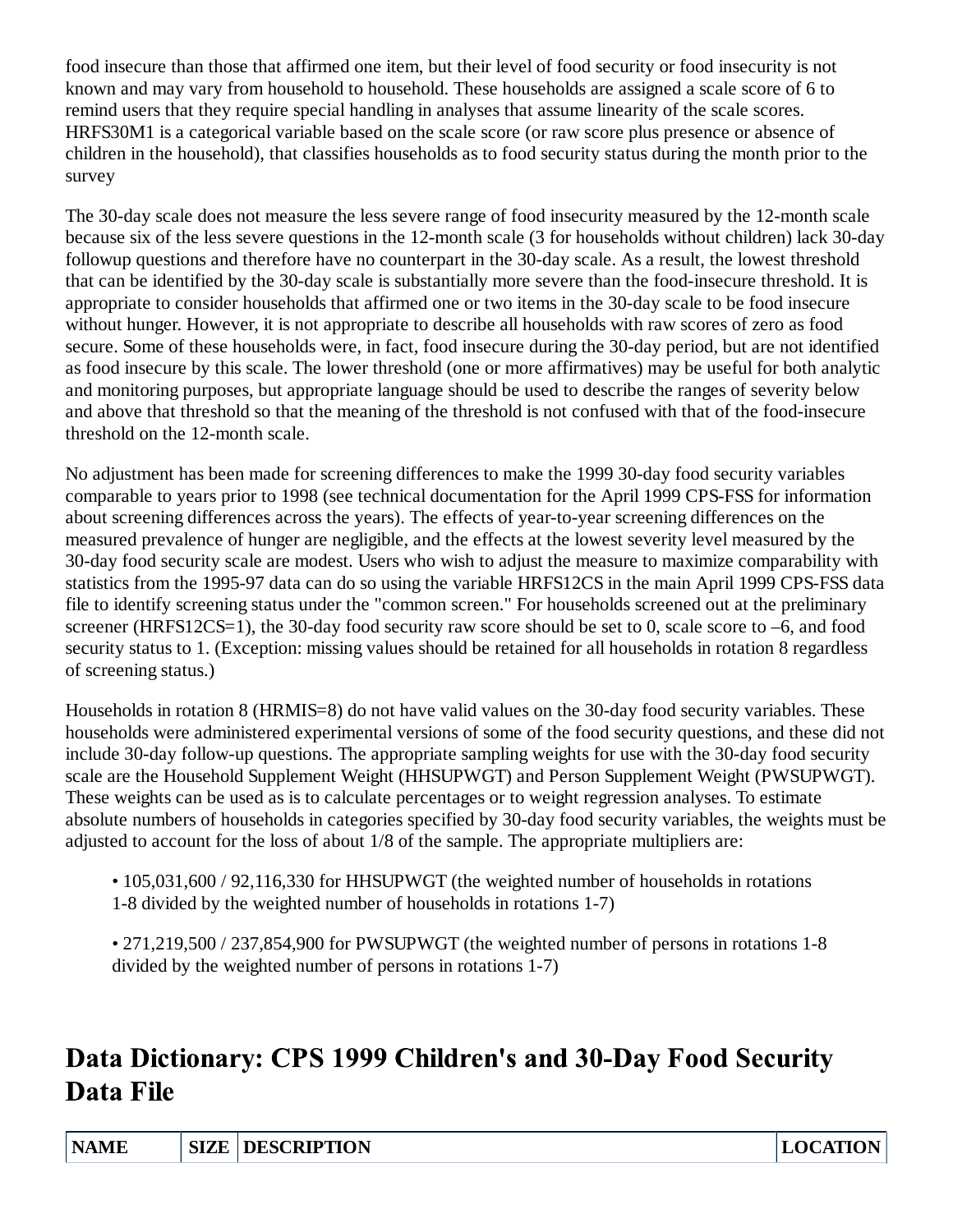food insecure than those that affirmed one item, but their level of food security or food insecurity is not known and may vary from household to household. These households are assigned a scale score of 6 to remind users that they require special handling in analyses that assume linearity of the scale scores. HRFS30M1 is a categorical variable based on the scale score (or raw score plus presence or absence of children in the household), that classifies households as to food security status during the month prior to the survey

The 30-day scale does not measure the less severe range of food insecurity measured by the 12-month scale because six of the less severe questions in the 12-month scale (3 for households without children) lack 30-day followup questions and therefore have no counterpart in the 30-day scale. As a result, the lowest threshold that can be identified by the 30-day scale is substantially more severe than the food-insecure threshold. It is appropriate to consider households that affirmed one or two items in the 30-day scale to be food insecure without hunger. However, it is not appropriate to describe all households with raw scores of zero as food secure. Some of these households were, in fact, food insecure during the 30-day period, but are not identified as food insecure by this scale. The lower threshold (one or more affirmatives) may be useful for both analytic and monitoring purposes, but appropriate language should be used to describe the ranges of severity below and above that threshold so that the meaning of the threshold is not confused with that of the food-insecure threshold on the 12-month scale.

No adjustment has been made for screening differences to make the 1999 30-day food security variables comparable to years prior to 1998 (see technical documentation for the April 1999 CPS-FSS for information about screening differences across the years). The effects of year-to-year screening differences on the measured prevalence of hunger are negligible, and the effects at the lowest severity level measured by the 30-day food security scale are modest. Users who wish to adjust the measure to maximize comparability with statistics from the 1995-97 data can do so using the variable HRFS12CS in the main April 1999 CPS-FSS data file to identify screening status under the "common screen." For households screened out at the preliminary screener (HRFS12CS=1), the 30-day food security raw score should be set to 0, scale score to –6, and food security status to 1. (Exception: missing values should be retained for all households in rotation 8 regardless of screening status.)

Households in rotation 8 (HRMIS=8) do not have valid values on the 30-day food security variables. These households were administered experimental versions of some of the food security questions, and these did not include 30-day follow-up questions. The appropriate sampling weights for use with the 30-day food security scale are the Household Supplement Weight (HHSUPWGT) and Person Supplement Weight (PWSUPWGT). These weights can be used as is to calculate percentages or to weight regression analyses. To estimate absolute numbers of households in categories specified by 30-day food security variables, the weights must be adjusted to account for the loss of about 1/8 of the sample. The appropriate multipliers are:

- 105,031,600 / 92,116,330 for HHSUPWGT (the weighted number of households in rotations 1-8 divided by the weighted number of households in rotations 1-7)
- 271,219,500 / 237,854,900 for PWSUPWGT (the weighted number of persons in rotations 1-8 divided by the weighted number of persons in rotations 1-7)

## Data Dictionary: CPS 1999 Children's and 30-Day Food Security Data File

| NAME | SIZE | DESCRIPTION | LOCATION |
|---|---|---|---|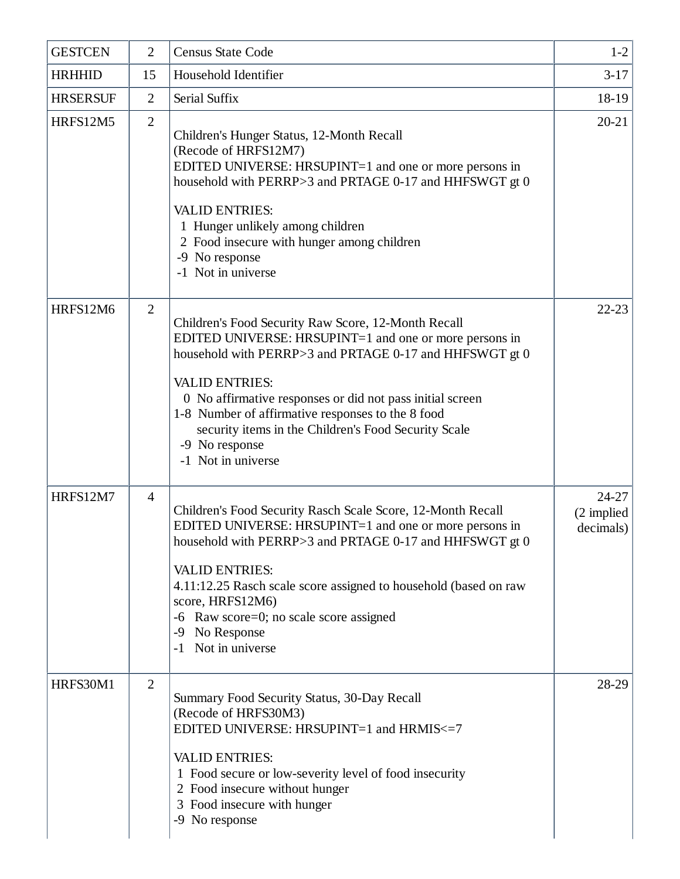| GESTCEN | 2 | Census State Code | 1-2 |
|---|---|---|---|
| HRHHID | 15 | Household Identifier | 3-17 |
| HRSERSUF | 2 | Serial Suffix | 18-19 |
| HRFS12M5 | 2 | Children's Hunger Status, 12-Month Recall<br>(Recode of HRFS12M7)<br>EDITED UNIVERSE: HRSUPINT=1 and one or more persons in household with PERRP>3 and PRTAGE 0-17 and HHFSWGT gt 0<br><br>VALID ENTRIES:<br>1 Hunger unlikely among children<br>2 Food insecure with hunger among children<br>-9 No response<br>-1 Not in universe | 20-21 |
| HRFS12M6 | 2 | Children's Food Security Raw Score, 12-Month Recall<br>EDITED UNIVERSE: HRSUPINT=1 and one or more persons in household with PERRP>3 and PRTAGE 0-17 and HHFSWGT gt 0<br><br>VALID ENTRIES:<br>0 No affirmative responses or did not pass initial screen<br>1-8 Number of affirmative responses to the 8 food security items in the Children's Food Security Scale<br>-9 No response<br>-1 Not in universe | 22-23 |
| HRFS12M7 | 4 | Children's Food Security Rasch Scale Score, 12-Month Recall<br>EDITED UNIVERSE: HRSUPINT=1 and one or more persons in household with PERRP>3 and PRTAGE 0-17 and HHFSWGT gt 0<br><br>VALID ENTRIES:<br>4.11:12.25 Rasch scale score assigned to household (based on raw score, HRFS12M6)<br>-6 Raw score=0; no scale score assigned<br>-9 No Response<br>-1 Not in universe | 24-27<br>(2 implied decimals) |
| HRFS30M1 | 2 | Summary Food Security Status, 30-Day Recall<br>(Recode of HRFS30M3)<br>EDITED UNIVERSE: HRSUPINT=1 and HRMIS<=7<br><br>VALID ENTRIES:<br>1 Food secure or low-severity level of food insecurity<br>2 Food insecure without hunger<br>3 Food insecure with hunger<br>-9 No response | 28-29 |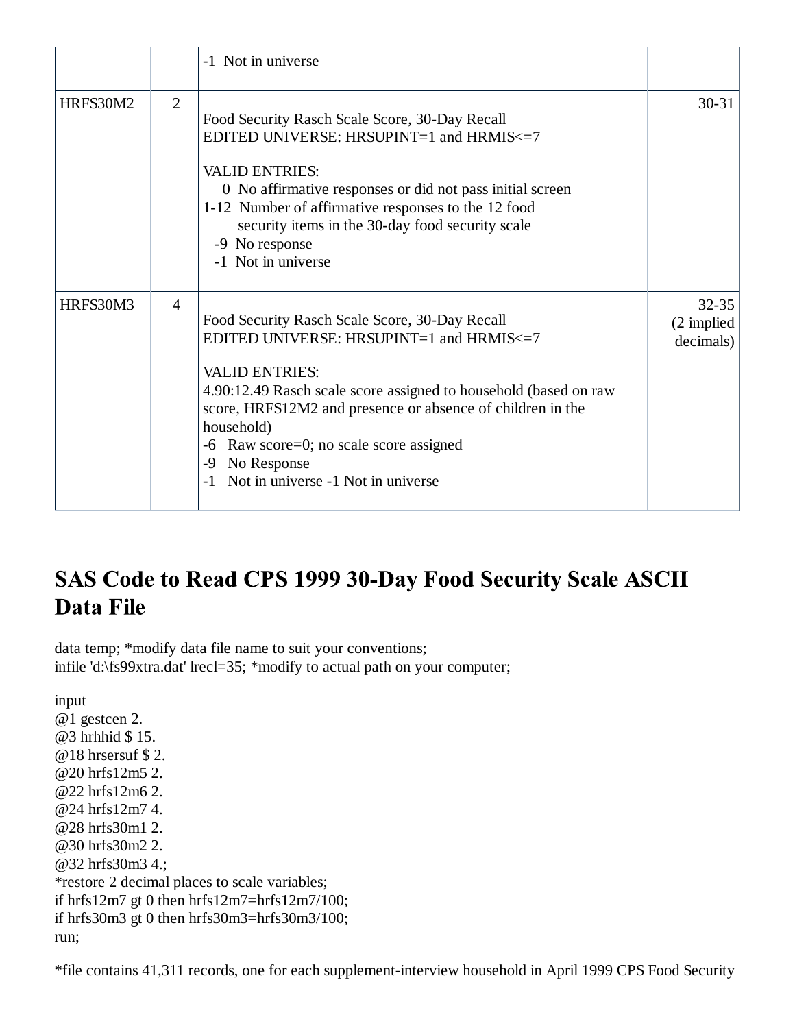| | | -1 Not in universe | |
|---|---|---|---|
| HRFS30M2 | 2 | Food Security Rasch Scale Score, 30-Day Recall<br>EDITED UNIVERSE: HRSUPINT=1 and HRMIS<=7<br><br>VALID ENTRIES:<br>0 No affirmative responses or did not pass initial screen<br>1-12 Number of affirmative responses to the 12 food security items in the 30-day food security scale<br>-9 No response<br>-1 Not in universe | 30-31 |
| HRFS30M3 | 4 | Food Security Rasch Scale Score, 30-Day Recall<br>EDITED UNIVERSE: HRSUPINT=1 and HRMIS<=7<br><br>VALID ENTRIES:<br>4.90:12.49 Rasch scale score assigned to household (based on raw score, HRFS12M2 and presence or absence of children in the household)<br>-6 Raw score=0; no scale score assigned<br>-9 No Response<br>-1 Not in universe -1 Not in universe | 32-35 (2 implied decimals) |

## SAS Code to Read CPS 1999 30-Day Food Security Scale ASCII Data File

```
data temp; *modify data file name to suit your conventions;
infile 'd:\fs99xtra.dat' lrecl=35; *modify to actual path on your computer;

input
@1 gestcen 2.
@3 hrhhid $ 15.
@18 hrsersuf $ 2.
@20 hrfs12m5 2.
@22 hrfs12m6 2.
@24 hrfs12m7 4.
@28 hrfs30m1 2.
@30 hrfs30m2 2.
@32 hrfs30m3 4.;
*restore 2 decimal places to scale variables;
if hrfs12m7 gt 0 then hrfs12m7=hrfs12m7/100;
if hrfs30m3 gt 0 then hrfs30m3=hrfs30m3/100;
run;
```

*file contains 41,311 records, one for each supplement-interview household in April 1999 CPS Food Security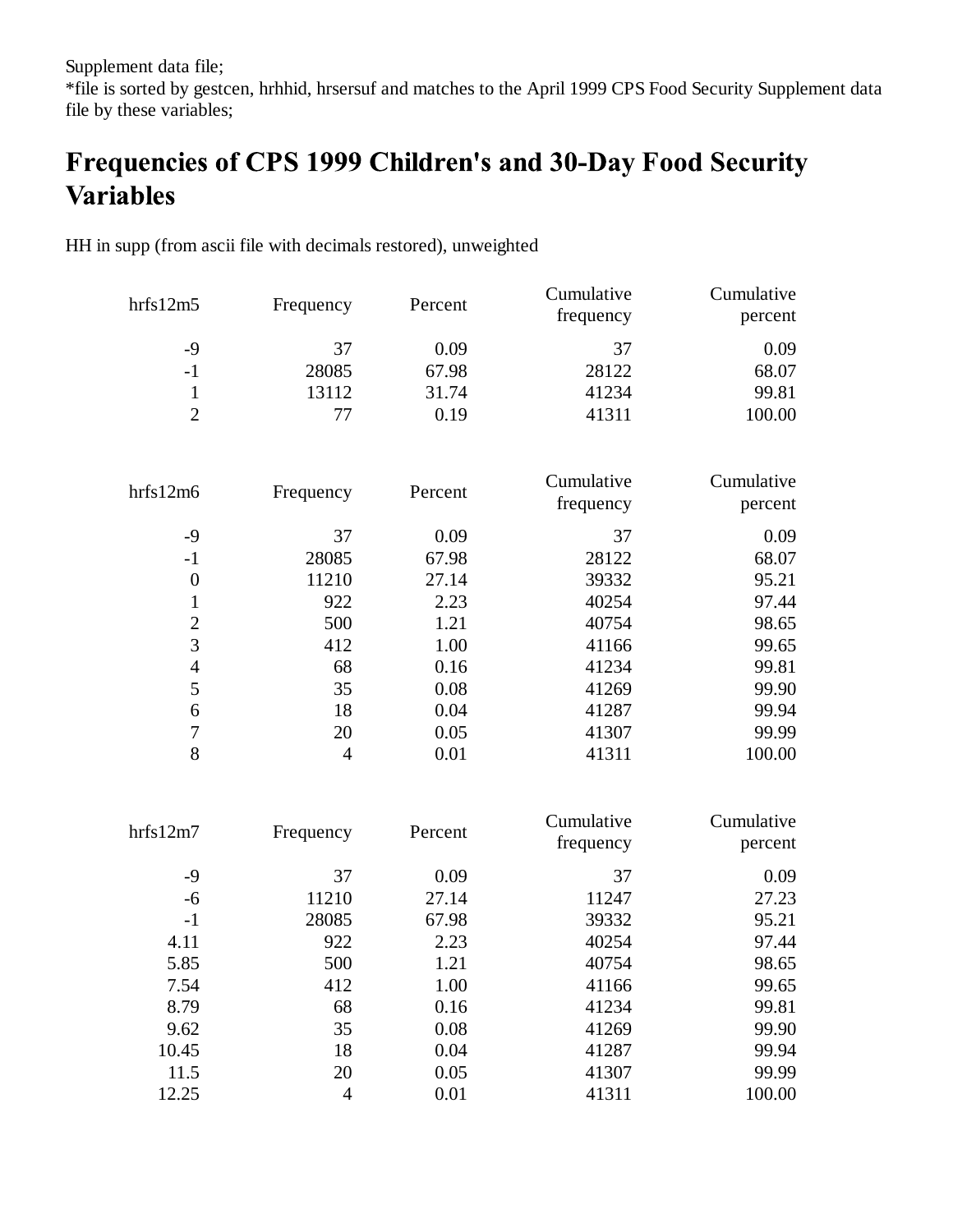Supplement data file;
*file is sorted by gestcen, hrhhid, hrsersuf and matches to the April 1999 CPS Food Security Supplement data file by these variables;

# Frequencies of CPS 1999 Children's and 30-Day Food Security Variables

HH in supp (from ascii file with decimals restored), unweighted

| hrfs12m5 | Frequency | Percent | Cumulative frequency | Cumulative percent |
|---|---|---|---|---|
| -9 | 37 | 0.09 | 37 | 0.09 |
| -1 | 28085 | 67.98 | 28122 | 68.07 |
| 1 | 13112 | 31.74 | 41234 | 99.81 |
| 2 | 77 | 0.19 | 41311 | 100.00 |

| hrfs12m6 | Frequency | Percent | Cumulative frequency | Cumulative percent |
|---|---|---|---|---|
| -9 | 37 | 0.09 | 37 | 0.09 |
| -1 | 28085 | 67.98 | 28122 | 68.07 |
| 0 | 11210 | 27.14 | 39332 | 95.21 |
| 1 | 922 | 2.23 | 40254 | 97.44 |
| 2 | 500 | 1.21 | 40754 | 98.65 |
| 3 | 412 | 1.00 | 41166 | 99.65 |
| 4 | 68 | 0.16 | 41234 | 99.81 |
| 5 | 35 | 0.08 | 41269 | 99.90 |
| 6 | 18 | 0.04 | 41287 | 99.94 |
| 7 | 20 | 0.05 | 41307 | 99.99 |
| 8 | 4 | 0.01 | 41311 | 100.00 |

| hrfs12m7 | Frequency | Percent | Cumulative frequency | Cumulative percent |
|---|---|---|---|---|
| -9 | 37 | 0.09 | 37 | 0.09 |
| -6 | 11210 | 27.14 | 11247 | 27.23 |
| -1 | 28085 | 67.98 | 39332 | 95.21 |
| 4.11 | 922 | 2.23 | 40254 | 97.44 |
| 5.85 | 500 | 1.21 | 40754 | 98.65 |
| 7.54 | 412 | 1.00 | 41166 | 99.65 |
| 8.79 | 68 | 0.16 | 41234 | 99.81 |
| 9.62 | 35 | 0.08 | 41269 | 99.90 |
| 10.45 | 18 | 0.04 | 41287 | 99.94 |
| 11.5 | 20 | 0.05 | 41307 | 99.99 |
| 12.25 | 4 | 0.01 | 41311 | 100.00 |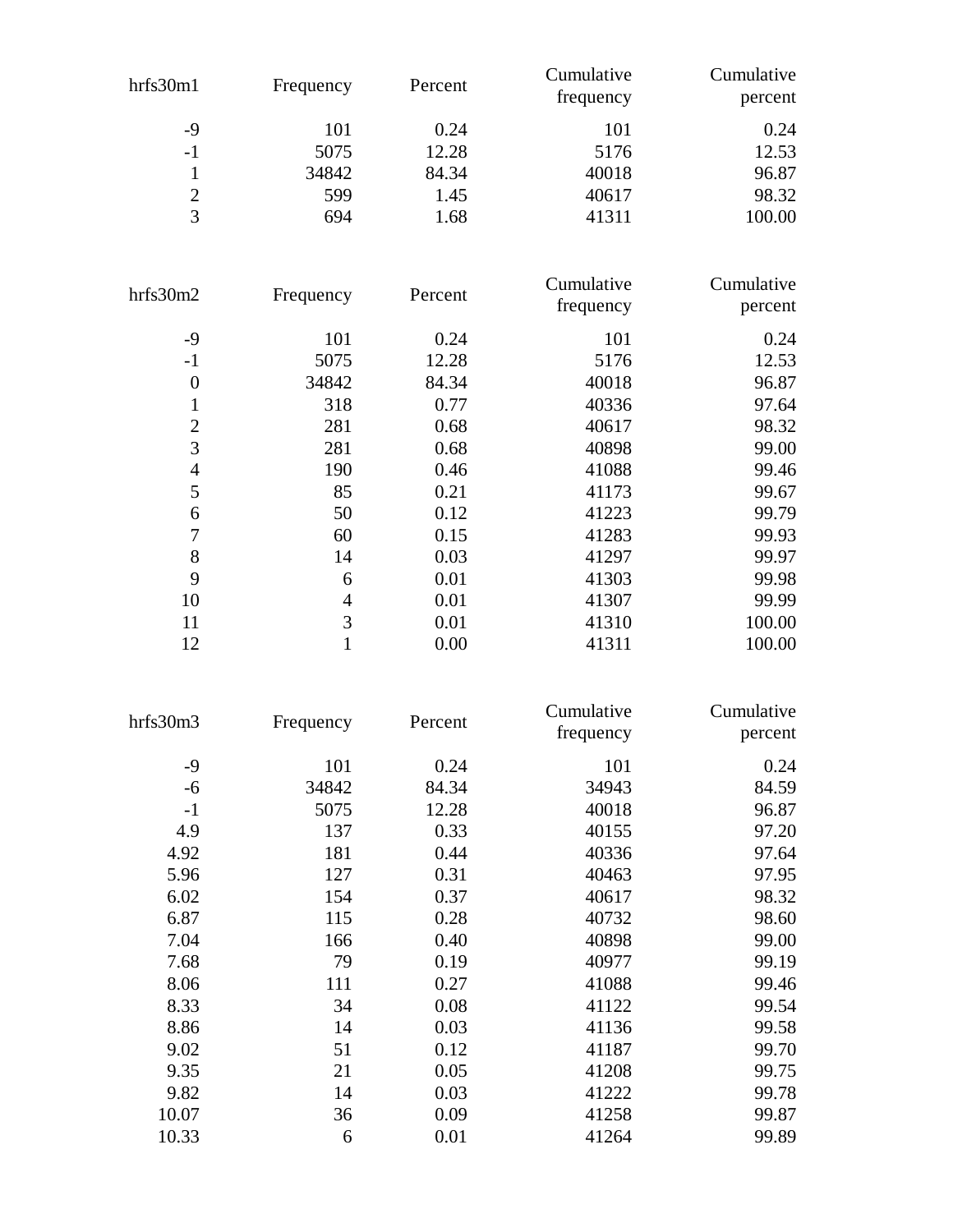| hrfs30m1 | Frequency | Percent | Cumulative frequency | Cumulative percent |
|---:|---:|---:|---:|---:|
| -9 | 101 | 0.24 | 101 | 0.24 |
| -1 | 5075 | 12.28 | 5176 | 12.53 |
| 1 | 34842 | 84.34 | 40018 | 96.87 |
| 2 | 599 | 1.45 | 40617 | 98.32 |
| 3 | 694 | 1.68 | 41311 | 100.00 |

| hrfs30m2 | Frequency | Percent | Cumulative frequency | Cumulative percent |
|---:|---:|---:|---:|---:|
| -9 | 101 | 0.24 | 101 | 0.24 |
| -1 | 5075 | 12.28 | 5176 | 12.53 |
| 0 | 34842 | 84.34 | 40018 | 96.87 |
| 1 | 318 | 0.77 | 40336 | 97.64 |
| 2 | 281 | 0.68 | 40617 | 98.32 |
| 3 | 281 | 0.68 | 40898 | 99.00 |
| 4 | 190 | 0.46 | 41088 | 99.46 |
| 5 | 85 | 0.21 | 41173 | 99.67 |
| 6 | 50 | 0.12 | 41223 | 99.79 |
| 7 | 60 | 0.15 | 41283 | 99.93 |
| 8 | 14 | 0.03 | 41297 | 99.97 |
| 9 | 6 | 0.01 | 41303 | 99.98 |
| 10 | 4 | 0.01 | 41307 | 99.99 |
| 11 | 3 | 0.01 | 41310 | 100.00 |
| 12 | 1 | 0.00 | 41311 | 100.00 |

| hrfs30m3 | Frequency | Percent | Cumulative frequency | Cumulative percent |
|---:|---:|---:|---:|---:|
| -9 | 101 | 0.24 | 101 | 0.24 |
| -6 | 34842 | 84.34 | 34943 | 84.59 |
| -1 | 5075 | 12.28 | 40018 | 96.87 |
| 4.9 | 137 | 0.33 | 40155 | 97.20 |
| 4.92 | 181 | 0.44 | 40336 | 97.64 |
| 5.96 | 127 | 0.31 | 40463 | 97.95 |
| 6.02 | 154 | 0.37 | 40617 | 98.32 |
| 6.87 | 115 | 0.28 | 40732 | 98.60 |
| 7.04 | 166 | 0.40 | 40898 | 99.00 |
| 7.68 | 79 | 0.19 | 40977 | 99.19 |
| 8.06 | 111 | 0.27 | 41088 | 99.46 |
| 8.33 | 34 | 0.08 | 41122 | 99.54 |
| 8.86 | 14 | 0.03 | 41136 | 99.58 |
| 9.02 | 51 | 0.12 | 41187 | 99.70 |
| 9.35 | 21 | 0.05 | 41208 | 99.75 |
| 9.82 | 14 | 0.03 | 41222 | 99.78 |
| 10.07 | 36 | 0.09 | 41258 | 99.87 |
| 10.33 | 6 | 0.01 | 41264 | 99.89 |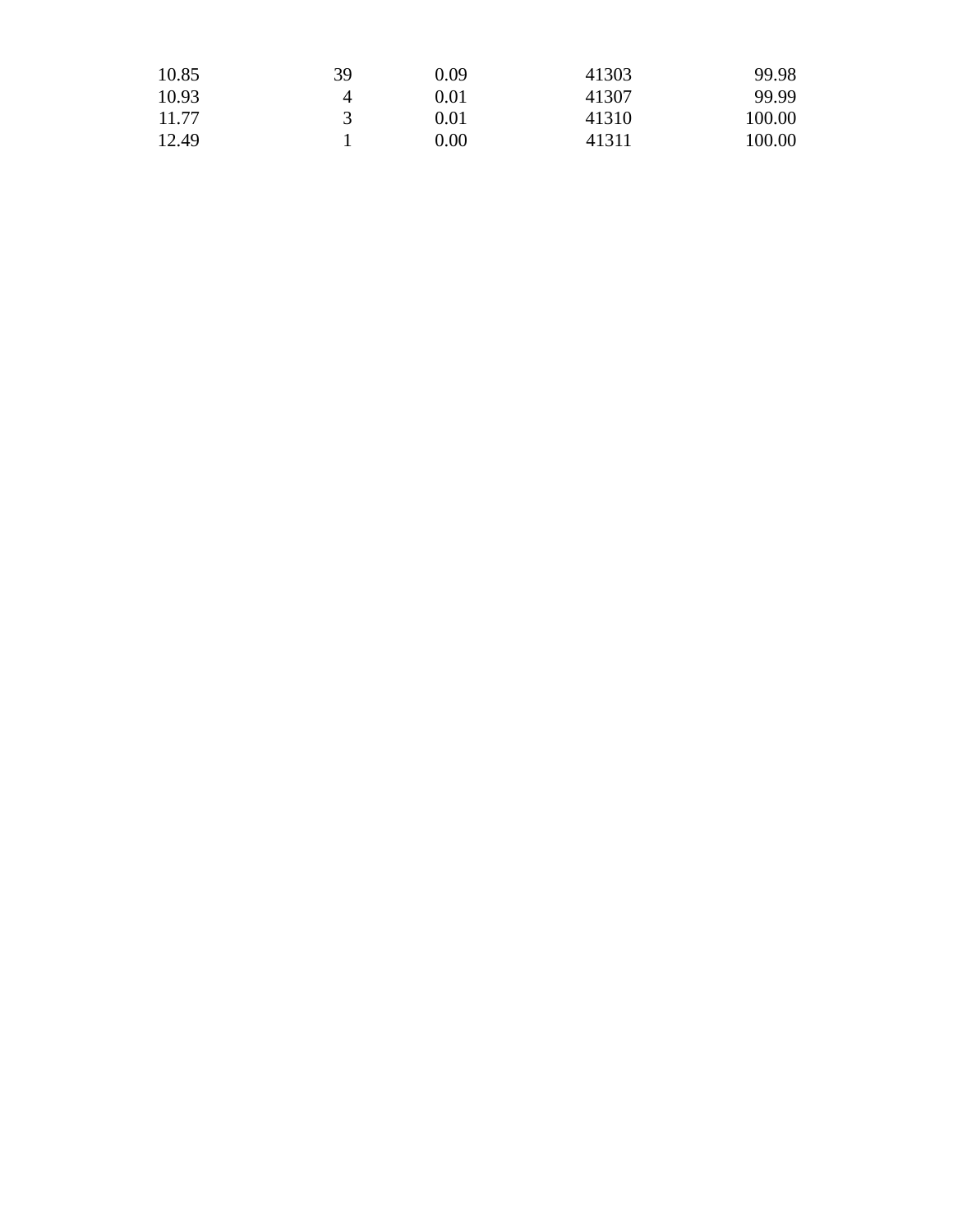| | | | | |
|---|---|---|---|---|
| 10.85 | 39 | 0.09 | 41303 | 99.98 |
| 10.93 | 4 | 0.01 | 41307 | 99.99 |
| 11.77 | 3 | 0.01 | 41310 | 100.00 |
| 12.49 | 1 | 0.00 | 41311 | 100.00 |